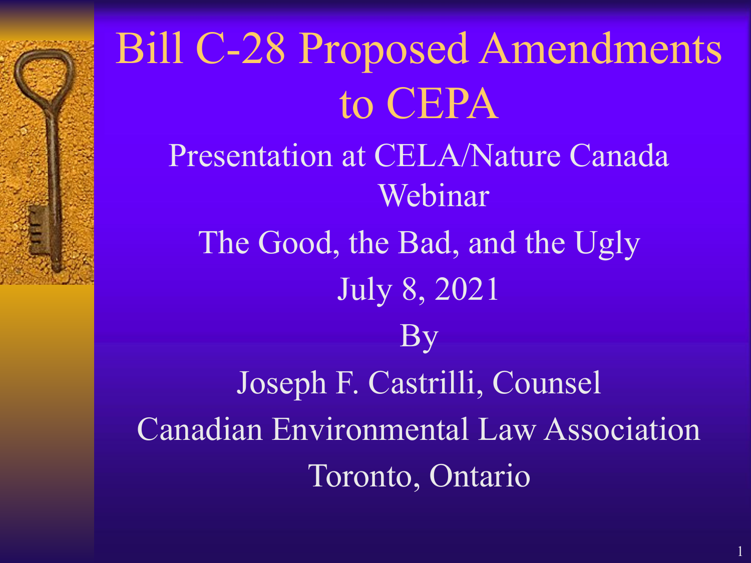# Bill C-28 Proposed Amendments to CEPA

Presentation at CELA/Nature Canada Webinar

The Good, the Bad, and the Ugly

July 8, 2021

By

Joseph F. Castrilli, Counsel

Canadian Environmental Law Association

Toronto, Ontario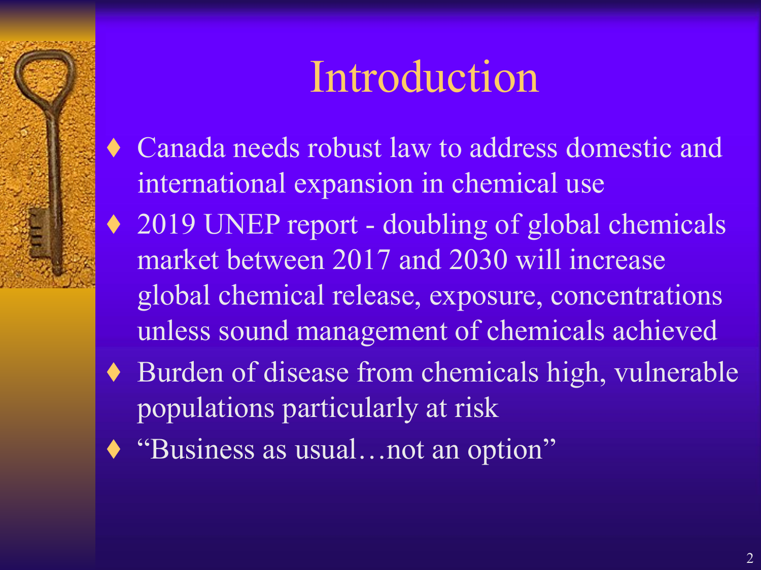# Introduction

- Canada needs robust law to address domestic and international expansion in chemical use
- 2019 UNEP report - doubling of global chemicals market between 2017 and 2030 will increase global chemical release, exposure, concentrations unless sound management of chemicals achieved
- Burden of disease from chemicals high, vulnerable populations particularly at risk
- "Business as usual…not an option"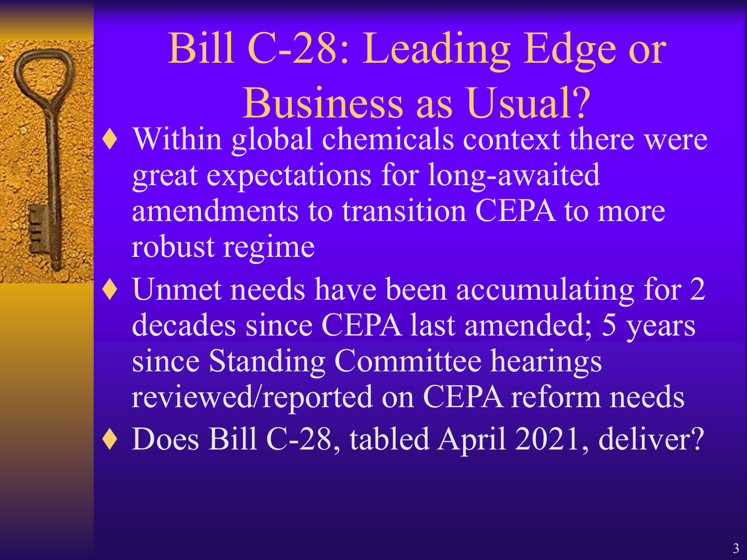# Bill C-28: Leading Edge or Business as Usual?

- Within global chemicals context there were great expectations for long-awaited amendments to transition CEPA to more robust regime
- Unmet needs have been accumulating for 2 decades since CEPA last amended; 5 years since Standing Committee hearings reviewed/reported on CEPA reform needs
- Does Bill C-28, tabled April 2021, deliver?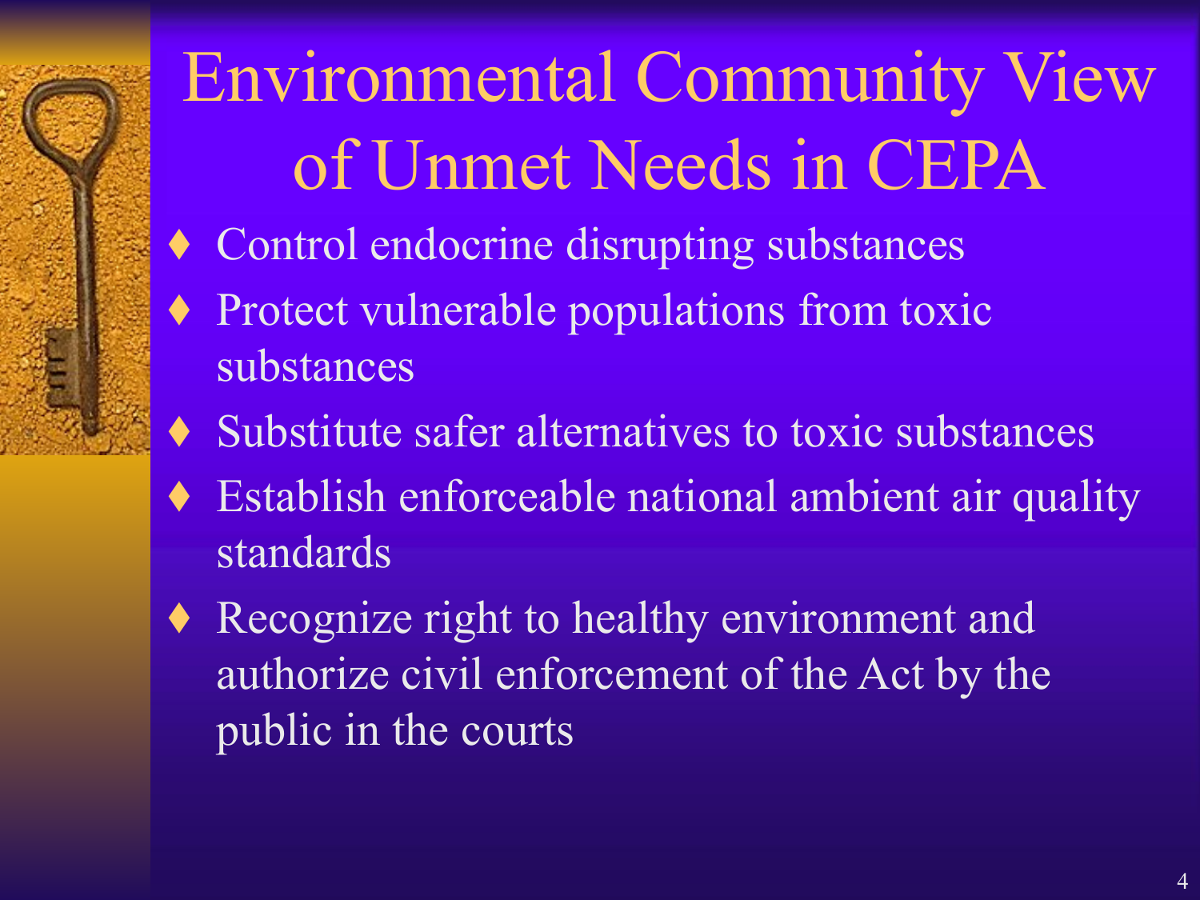# Environmental Community View of Unmet Needs in CEPA

- Control endocrine disrupting substances
- Protect vulnerable populations from toxic substances
- Substitute safer alternatives to toxic substances
- Establish enforceable national ambient air quality standards
- Recognize right to healthy environment and authorize civil enforcement of the Act by the public in the courts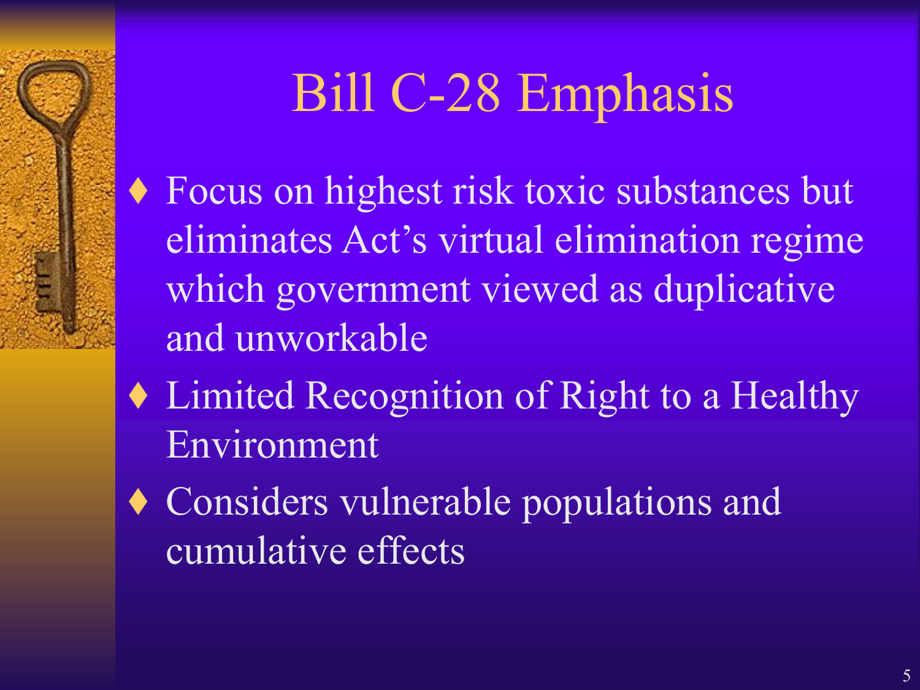# Bill C-28 Emphasis

- Focus on highest risk toxic substances but eliminates Act's virtual elimination regime which government viewed as duplicative and unworkable
- Limited Recognition of Right to a Healthy Environment
- Considers vulnerable populations and cumulative effects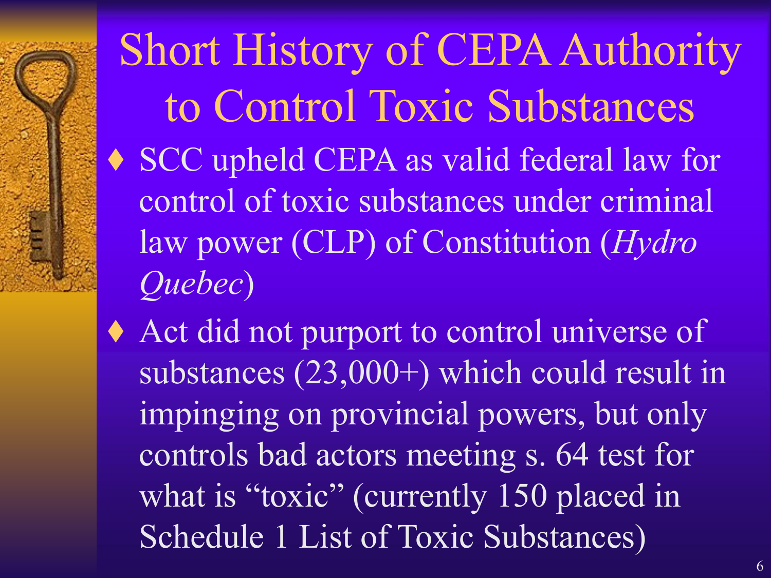# Short History of CEPA Authority to Control Toxic Substances

- SCC upheld CEPA as valid federal law for control of toxic substances under criminal law power (CLP) of Constitution (*Hydro Quebec*)
- Act did not purport to control universe of substances (23,000+) which could result in impinging on provincial powers, but only controls bad actors meeting s. 64 test for what is "toxic" (currently 150 placed in Schedule 1 List of Toxic Substances)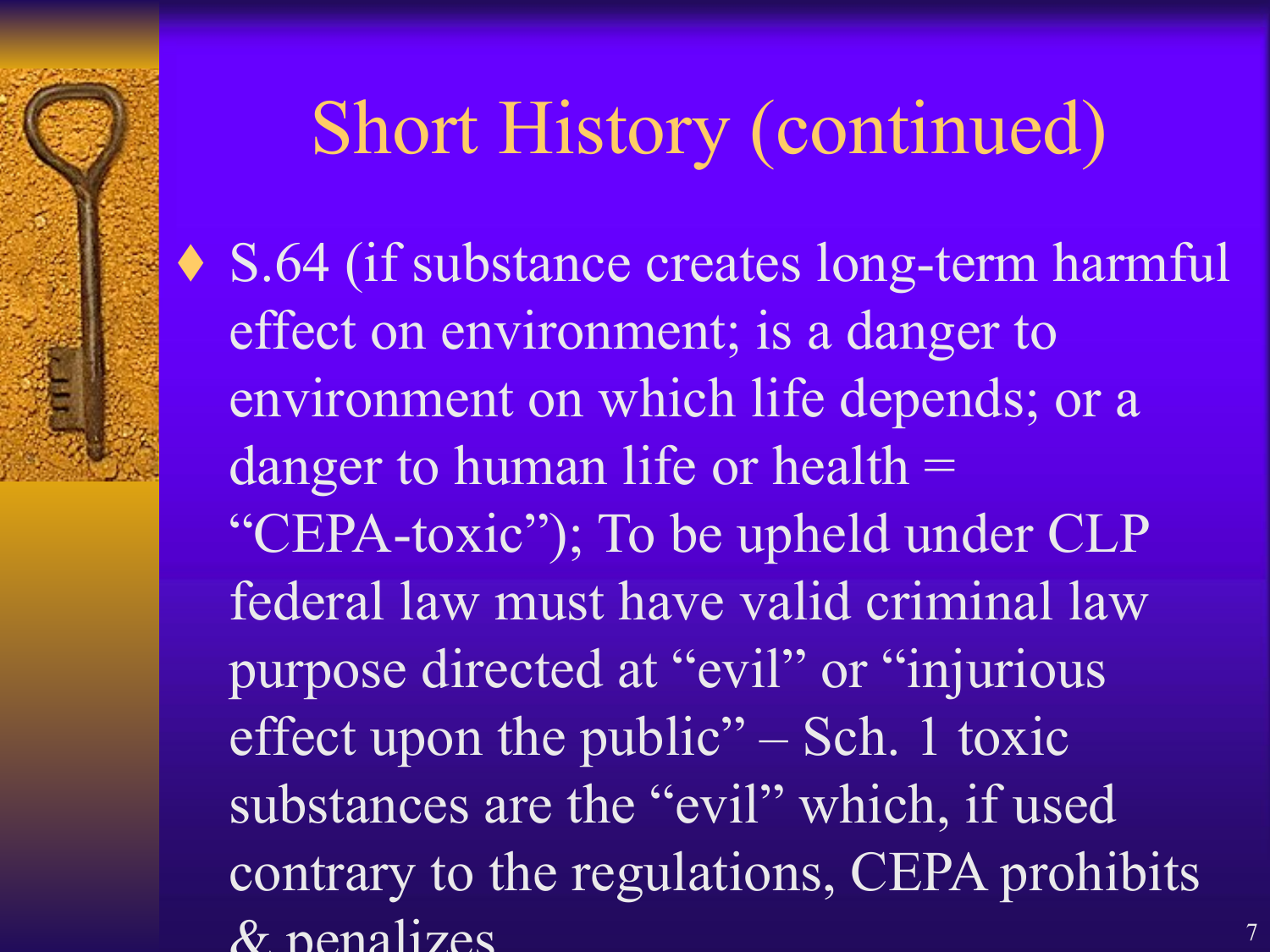# Short History (continued)

- S.64 (if substance creates long-term harmful effect on environment; is a danger to environment on which life depends; or a danger to human life or health = "CEPA-toxic"); To be upheld under CLP federal law must have valid criminal law purpose directed at "evil" or "injurious effect upon the public" – Sch. 1 toxic substances are the "evil" which, if used contrary to the regulations, CEPA prohibits & penalizes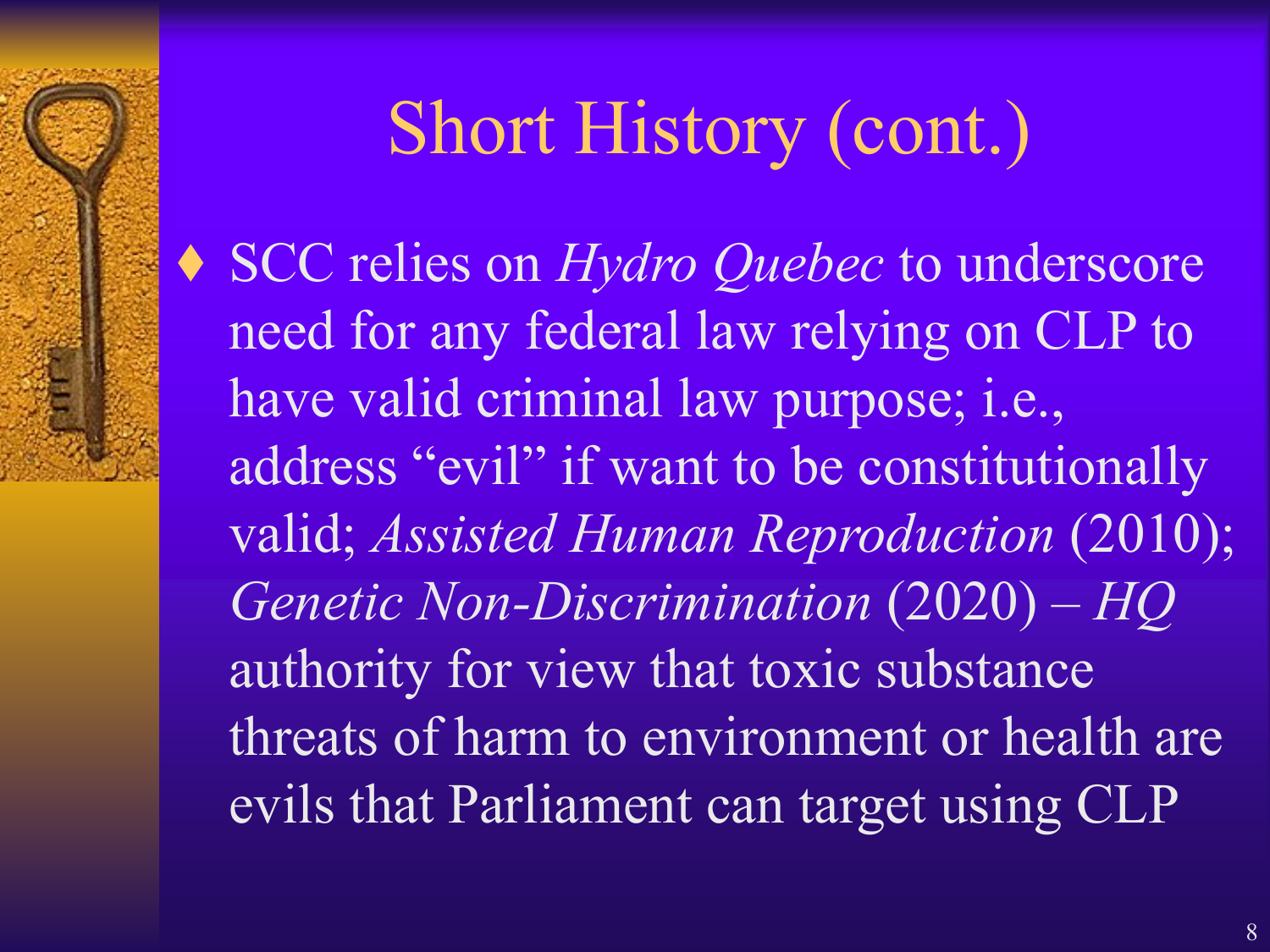# Short History (cont.)

- SCC relies on *Hydro Quebec* to underscore need for any federal law relying on CLP to have valid criminal law purpose; i.e., address "evil" if want to be constitutionally valid; *Assisted Human Reproduction* (2010); *Genetic Non-Discrimination* (2020) – *HQ* authority for view that toxic substance threats of harm to environment or health are evils that Parliament can target using CLP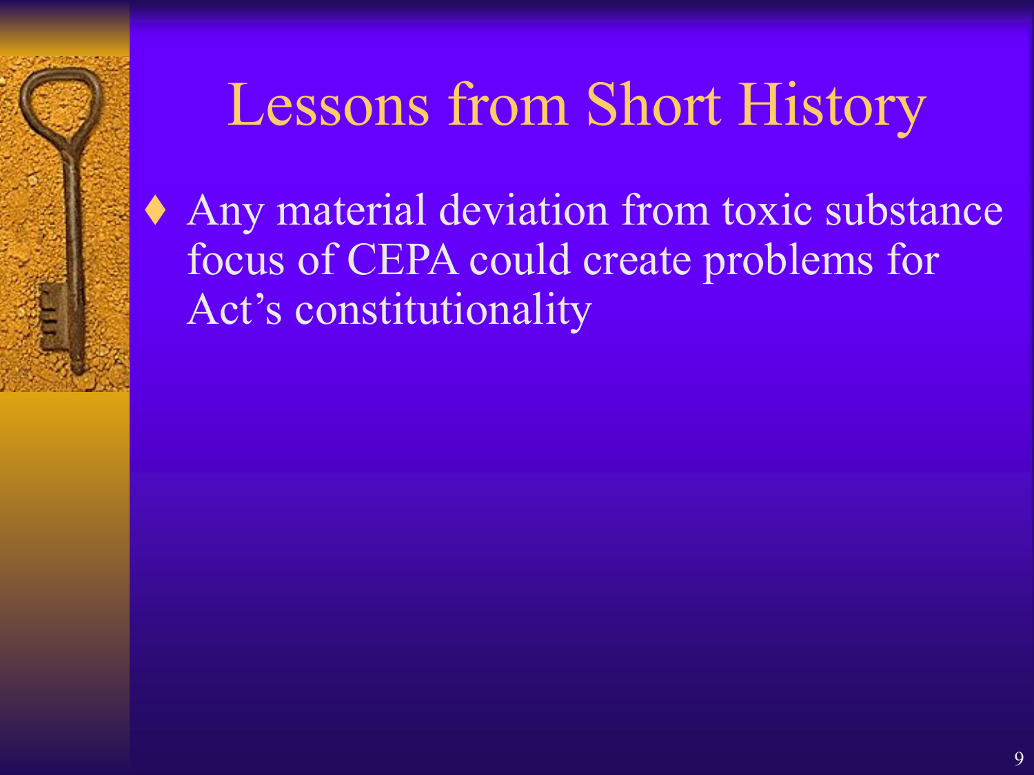# Lessons from Short History

- Any material deviation from toxic substance focus of CEPA could create problems for Act's constitutionality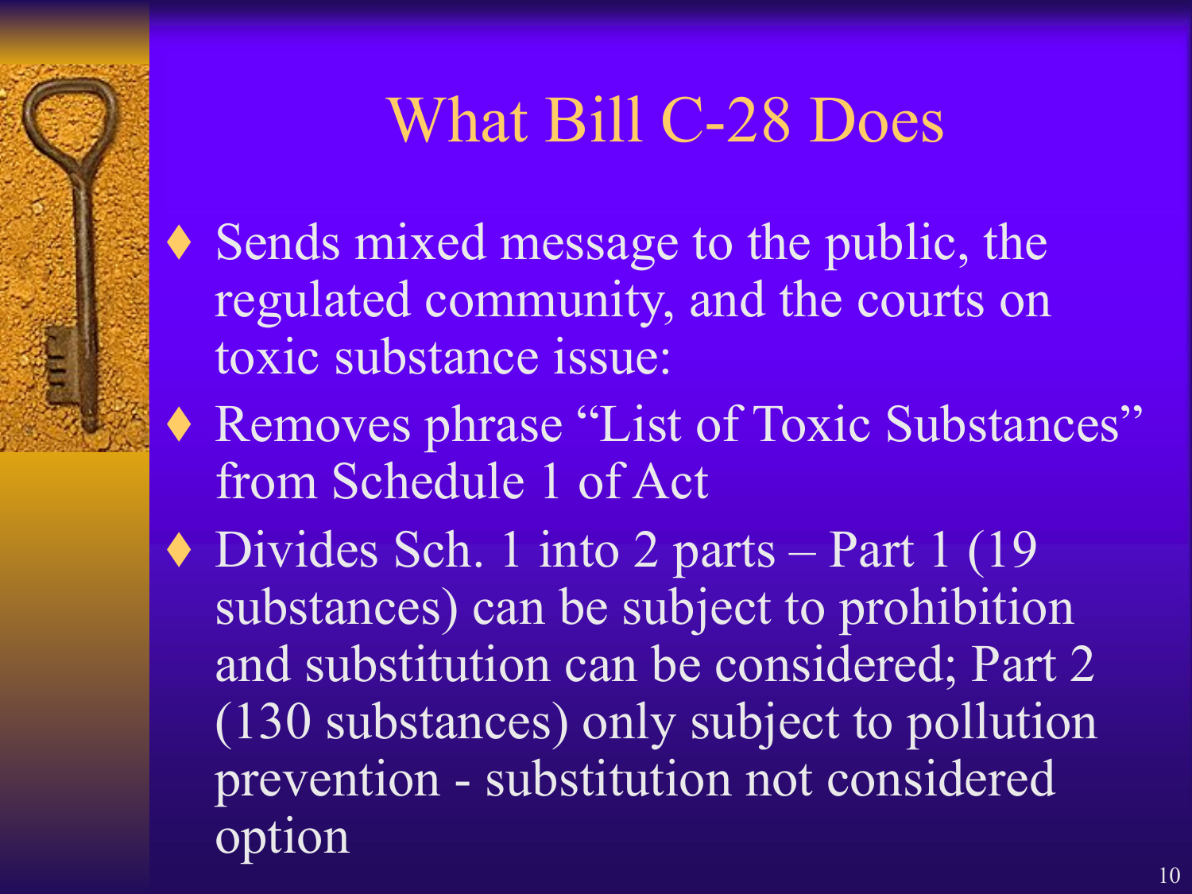# What Bill C-28 Does

- Sends mixed message to the public, the regulated community, and the courts on toxic substance issue:
- Removes phrase “List of Toxic Substances” from Schedule 1 of Act
- Divides Sch. 1 into 2 parts – Part 1 (19 substances) can be subject to prohibition and substitution can be considered; Part 2 (130 substances) only subject to pollution prevention - substitution not considered option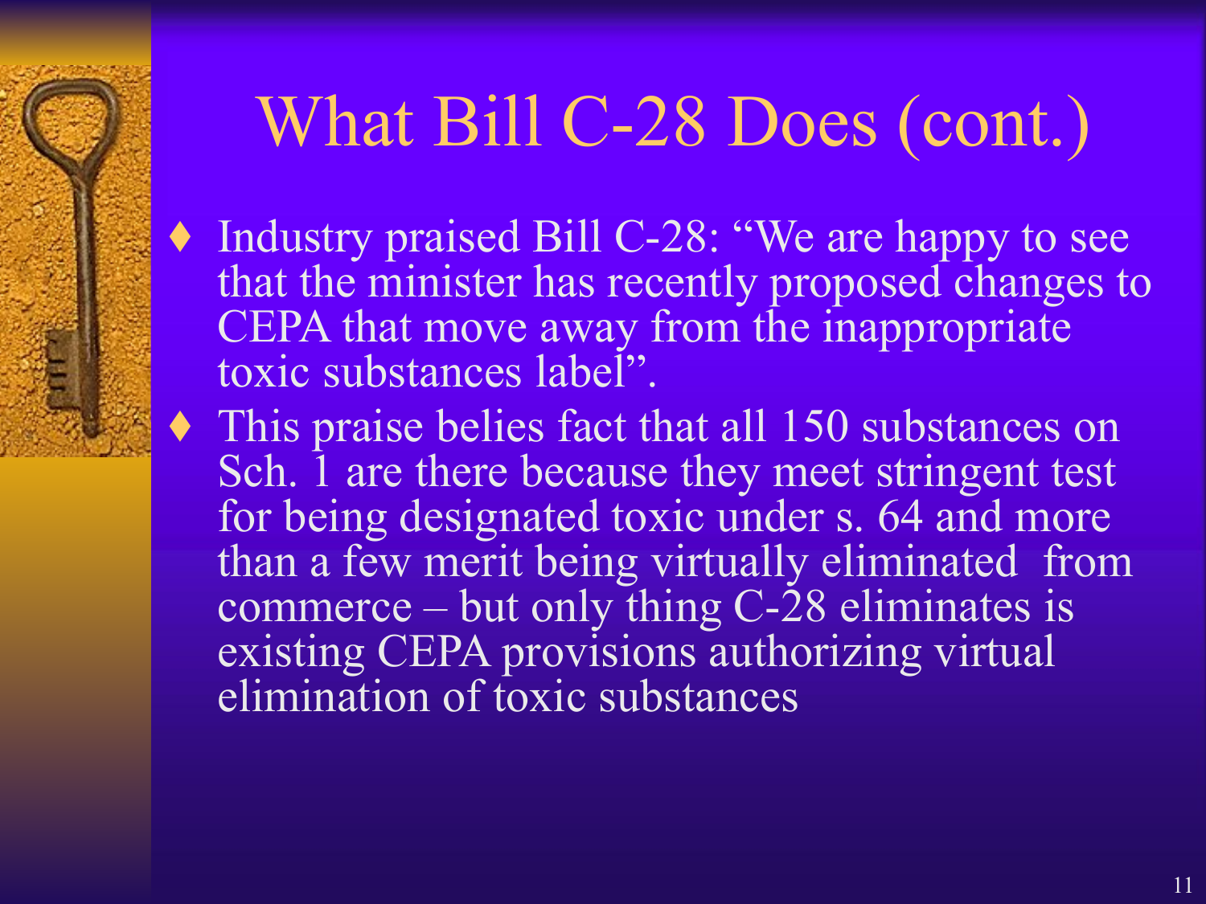# What Bill C-28 Does (cont.)

- Industry praised Bill C-28: "We are happy to see that the minister has recently proposed changes to CEPA that move away from the inappropriate toxic substances label".
- This praise belies fact that all 150 substances on Sch. 1 are there because they meet stringent test for being designated toxic under s. 64 and more than a few merit being virtually eliminated from commerce – but only thing C-28 eliminates is existing CEPA provisions authorizing virtual elimination of toxic substances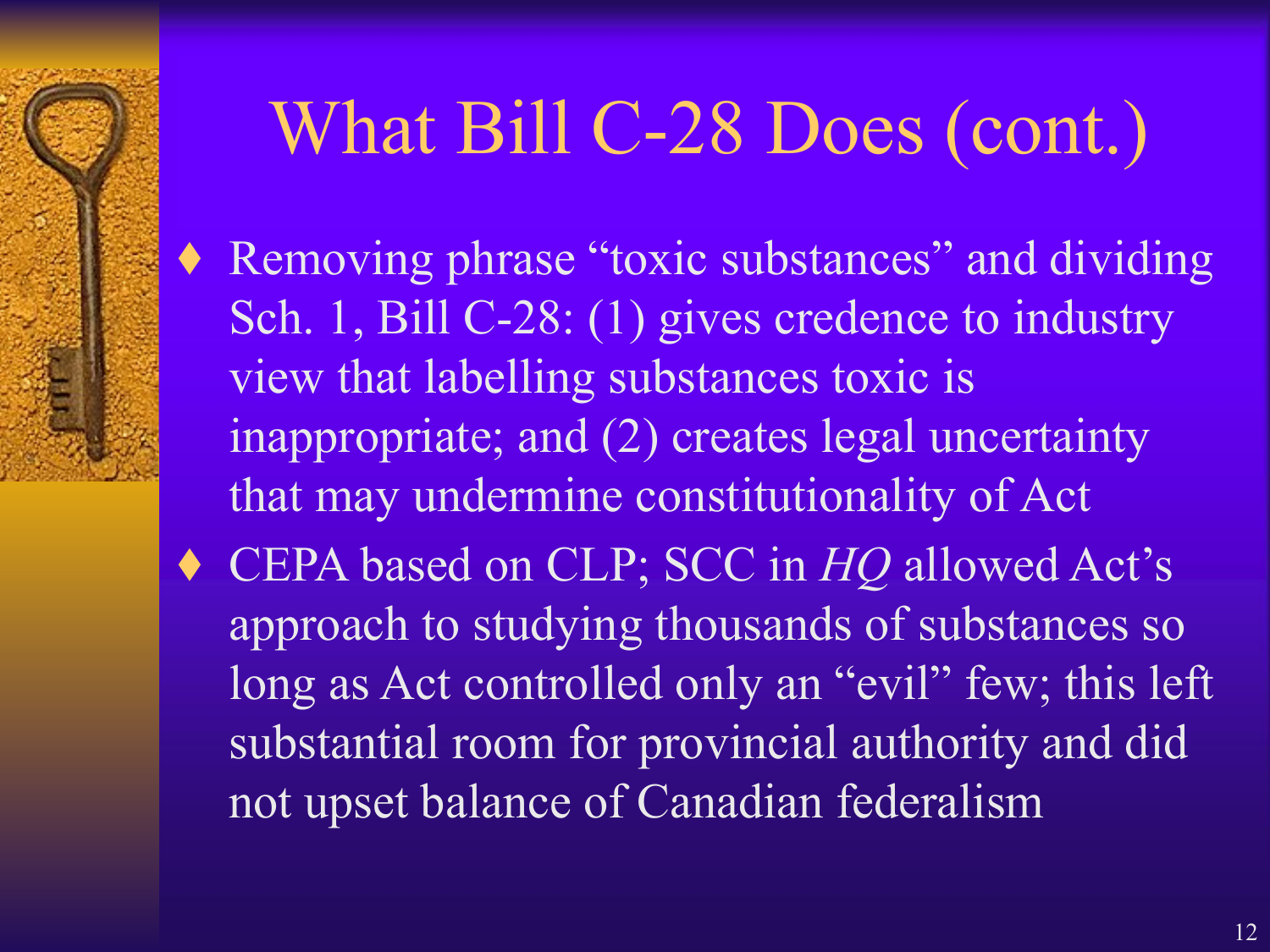# What Bill C-28 Does (cont.)

- Removing phrase “toxic substances” and dividing Sch. 1, Bill C-28: (1) gives credence to industry view that labelling substances toxic is inappropriate; and (2) creates legal uncertainty that may undermine constitutionality of Act
- CEPA based on CLP; SCC in *HQ* allowed Act’s approach to studying thousands of substances so long as Act controlled only an “evil” few; this left substantial room for provincial authority and did not upset balance of Canadian federalism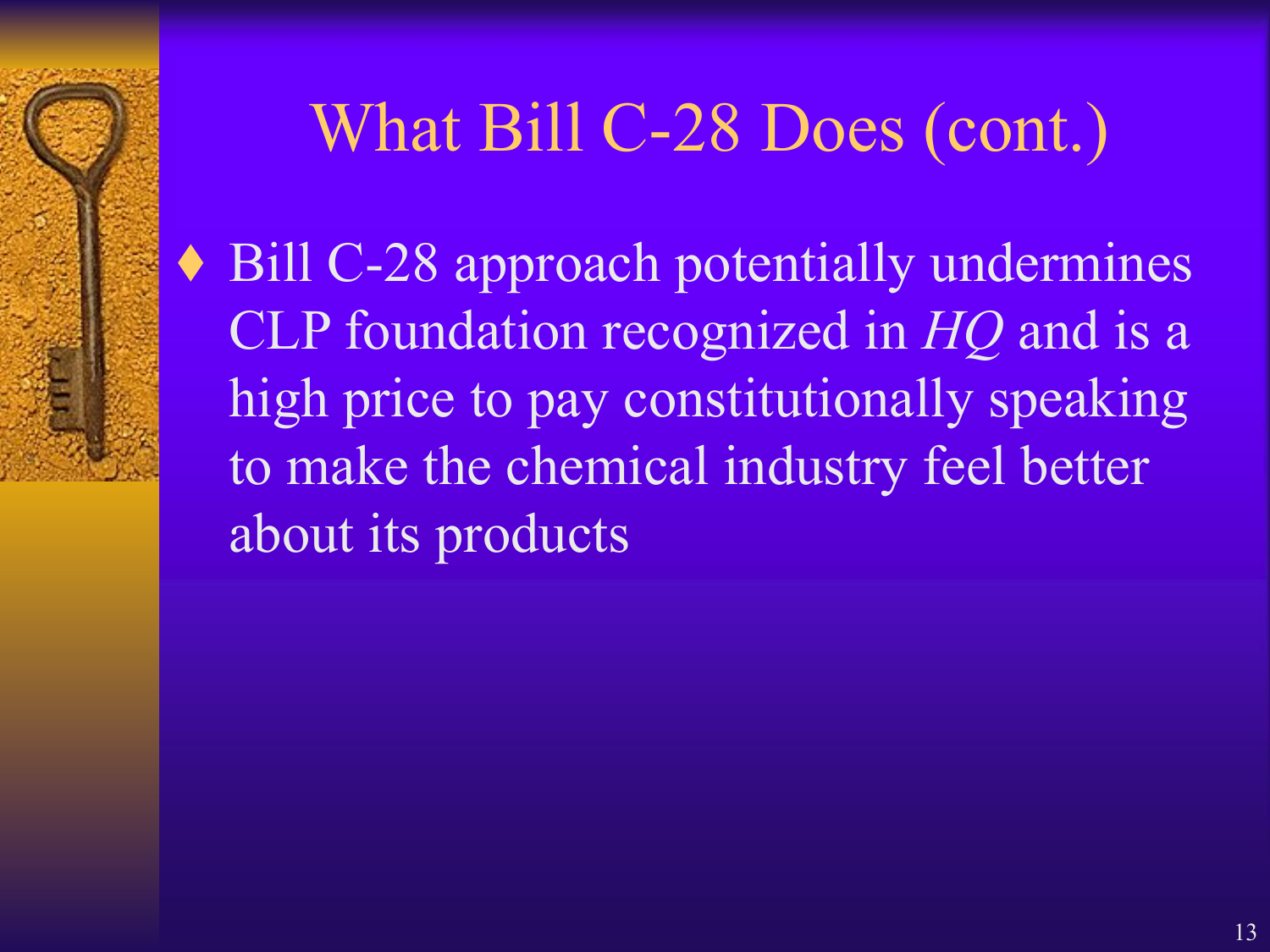# What Bill C-28 Does (cont.)

- Bill C-28 approach potentially undermines CLP foundation recognized in *HQ* and is a high price to pay constitutionally speaking to make the chemical industry feel better about its products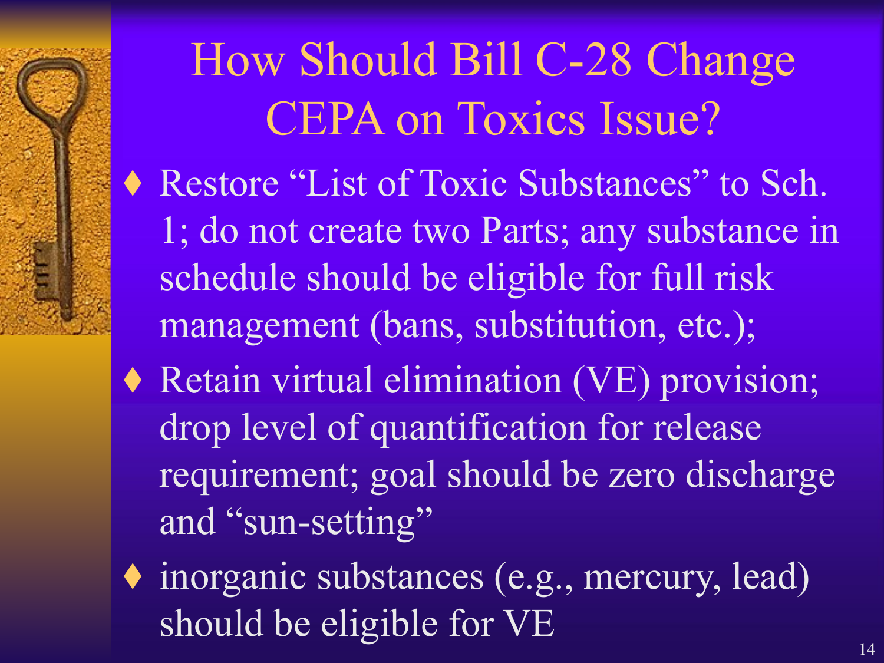# How Should Bill C-28 Change CEPA on Toxics Issue?

- Restore "List of Toxic Substances" to Sch. 1; do not create two Parts; any substance in schedule should be eligible for full risk management (bans, substitution, etc.);
- Retain virtual elimination (VE) provision; drop level of quantification for release requirement; goal should be zero discharge and "sun-setting"
- inorganic substances (e.g., mercury, lead) should be eligible for VE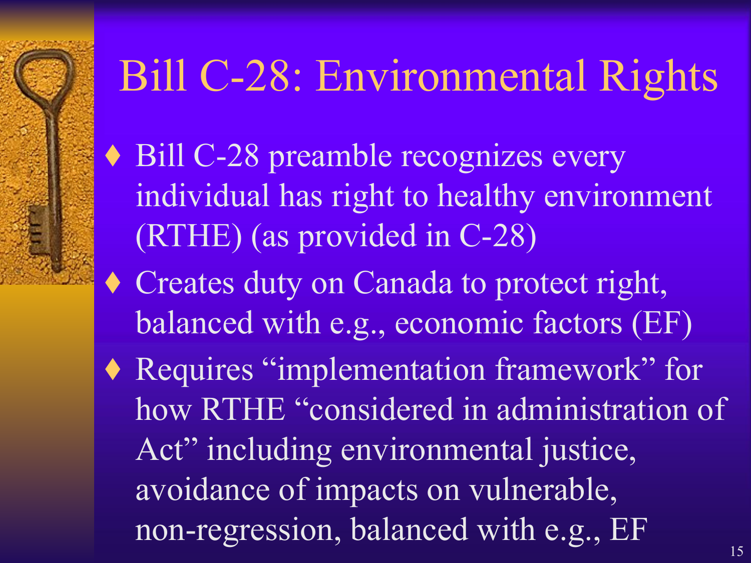# Bill C-28: Environmental Rights

- Bill C-28 preamble recognizes every individual has right to healthy environment (RTHE) (as provided in C-28)
- Creates duty on Canada to protect right, balanced with e.g., economic factors (EF)
- Requires "implementation framework" for how RTHE "considered in administration of Act" including environmental justice, avoidance of impacts on vulnerable, non-regression, balanced with e.g., EF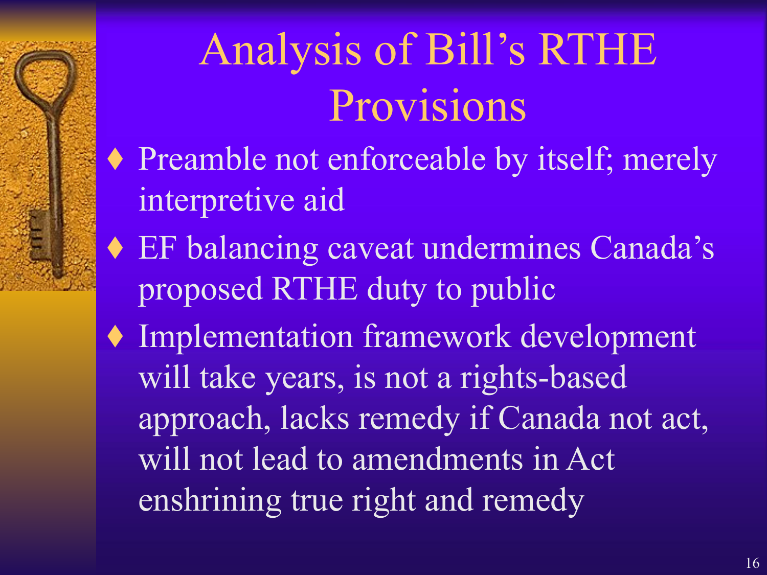# Analysis of Bill's RTHE Provisions

- Preamble not enforceable by itself; merely interpretive aid
- EF balancing caveat undermines Canada's proposed RTHE duty to public
- Implementation framework development will take years, is not a rights-based approach, lacks remedy if Canada not act, will not lead to amendments in Act enshrining true right and remedy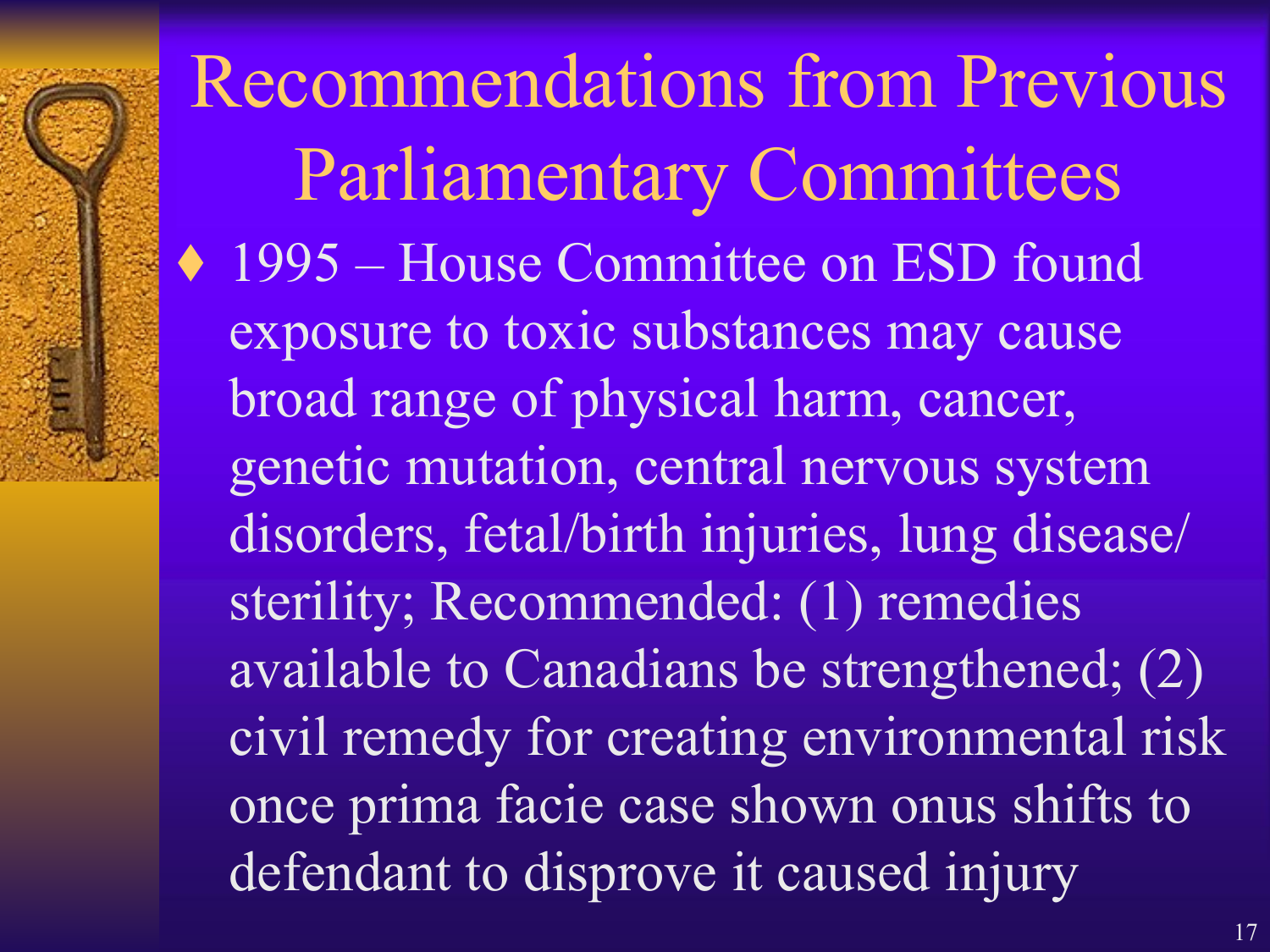# Recommendations from Previous Parliamentary Committees

- 1995 – House Committee on ESD found exposure to toxic substances may cause broad range of physical harm, cancer, genetic mutation, central nervous system disorders, fetal/birth injuries, lung disease/ sterility; Recommended: (1) remedies available to Canadians be strengthened; (2) civil remedy for creating environmental risk once prima facie case shown onus shifts to defendant to disprove it caused injury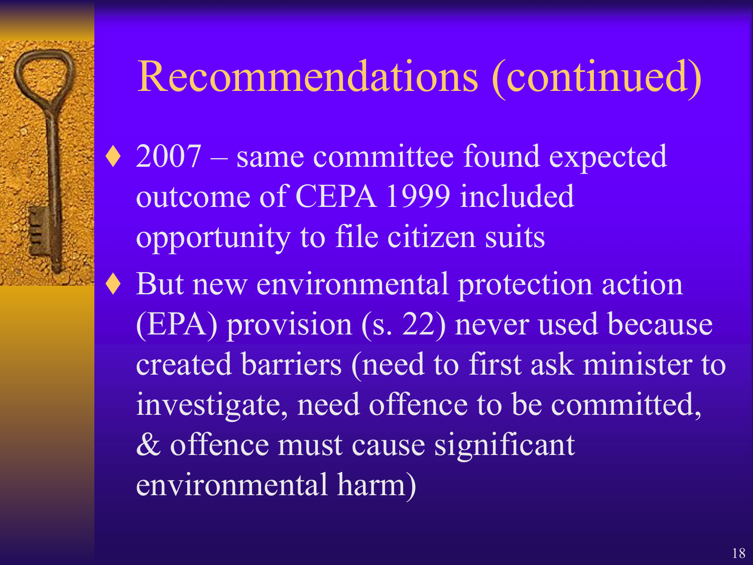# Recommendations (continued)

- 2007 – same committee found expected outcome of CEPA 1999 included opportunity to file citizen suits
- But new environmental protection action (EPA) provision (s. 22) never used because created barriers (need to first ask minister to investigate, need offence to be committed, & offence must cause significant environmental harm)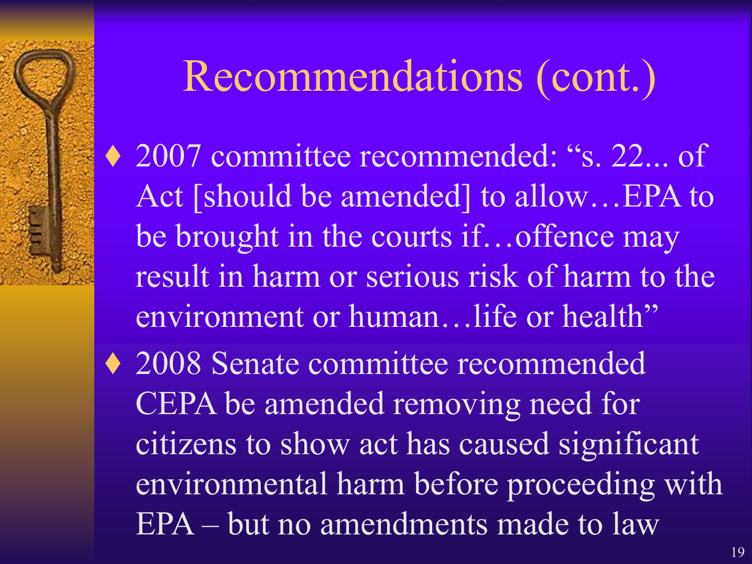# Recommendations (cont.)

- 2007 committee recommended: "s. 22... of Act [should be amended] to allow…EPA to be brought in the courts if…offence may result in harm or serious risk of harm to the environment or human…life or health"
- 2008 Senate committee recommended CEPA be amended removing need for citizens to show act has caused significant environmental harm before proceeding with EPA – but no amendments made to law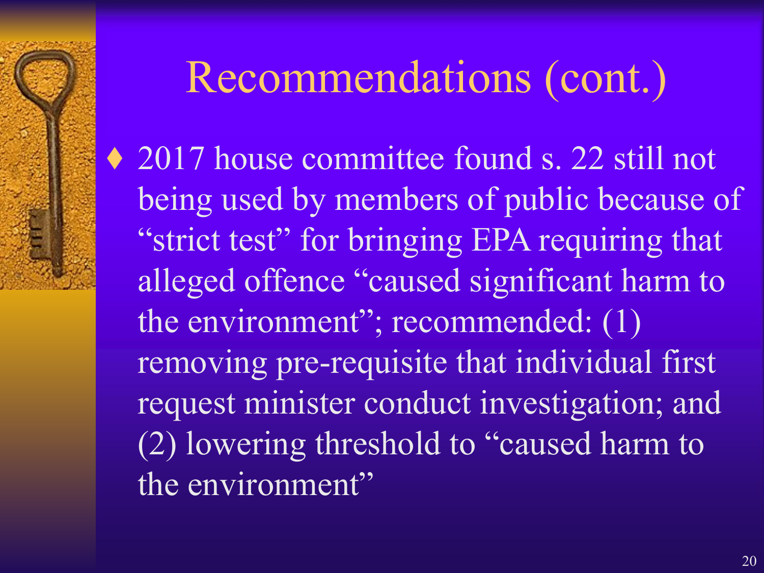# Recommendations (cont.)

- 2017 house committee found s. 22 still not being used by members of public because of "strict test" for bringing EPA requiring that alleged offence "caused significant harm to the environment"; recommended: (1) removing pre-requisite that individual first request minister conduct investigation; and (2) lowering threshold to "caused harm to the environment"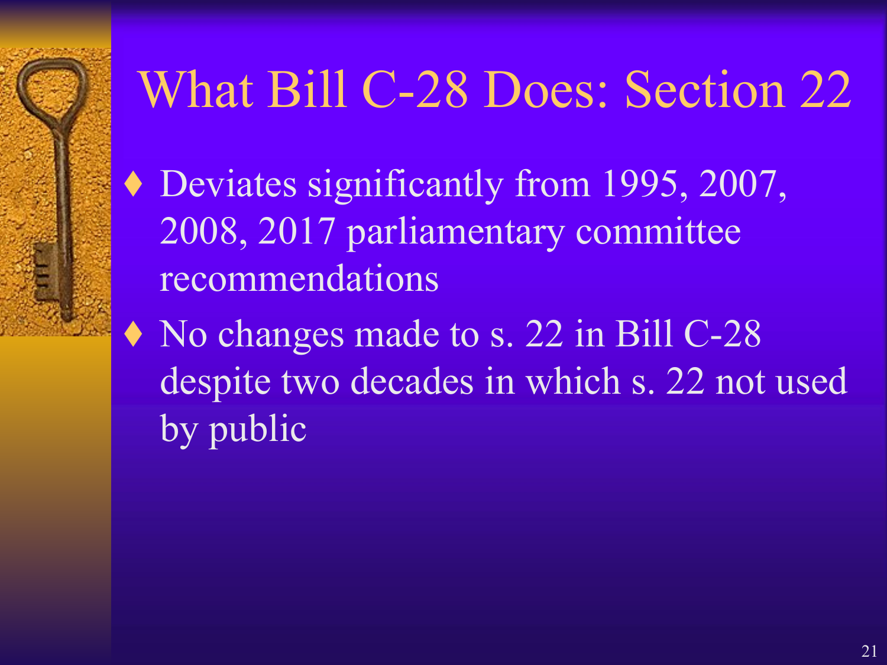# What Bill C-28 Does: Section 22

- Deviates significantly from 1995, 2007, 2008, 2017 parliamentary committee recommendations
- No changes made to s. 22 in Bill C-28 despite two decades in which s. 22 not used by public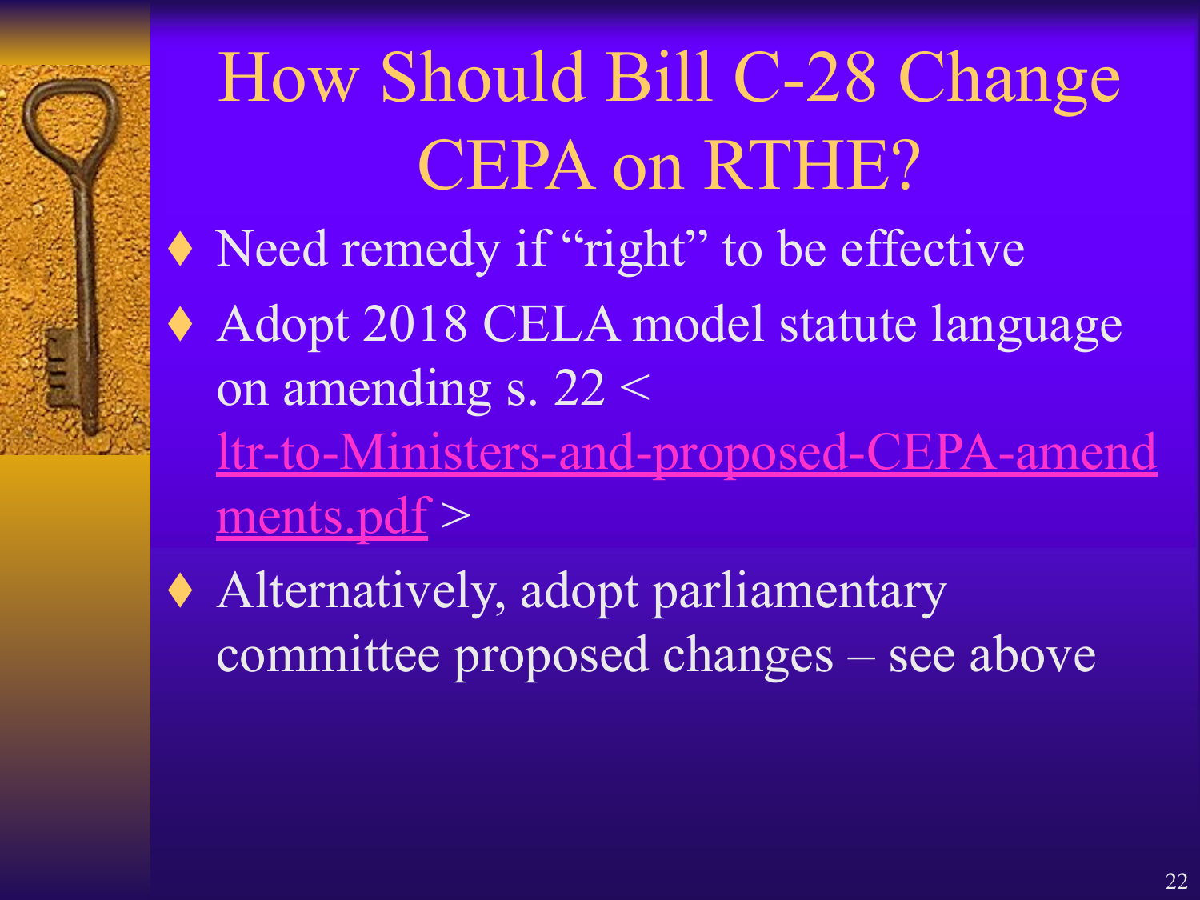# How Should Bill C-28 Change CEPA on RTHE?

- Need remedy if "right" to be effective
- Adopt 2018 CELA model statute language on amending s. 22 < ltr-to-Ministers-and-proposed-CEPA-amendments.pdf >
- Alternatively, adopt parliamentary committee proposed changes – see above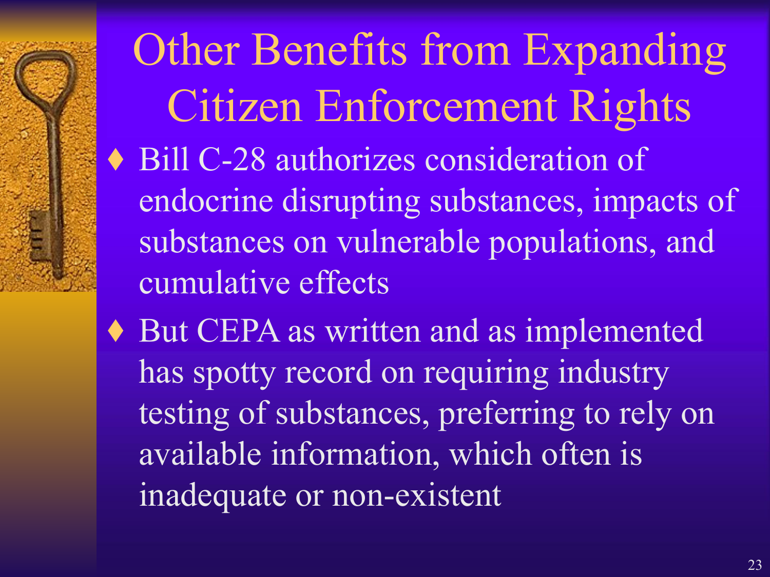# Other Benefits from Expanding Citizen Enforcement Rights

- Bill C-28 authorizes consideration of endocrine disrupting substances, impacts of substances on vulnerable populations, and cumulative effects
- But CEPA as written and as implemented has spotty record on requiring industry testing of substances, preferring to rely on available information, which often is inadequate or non-existent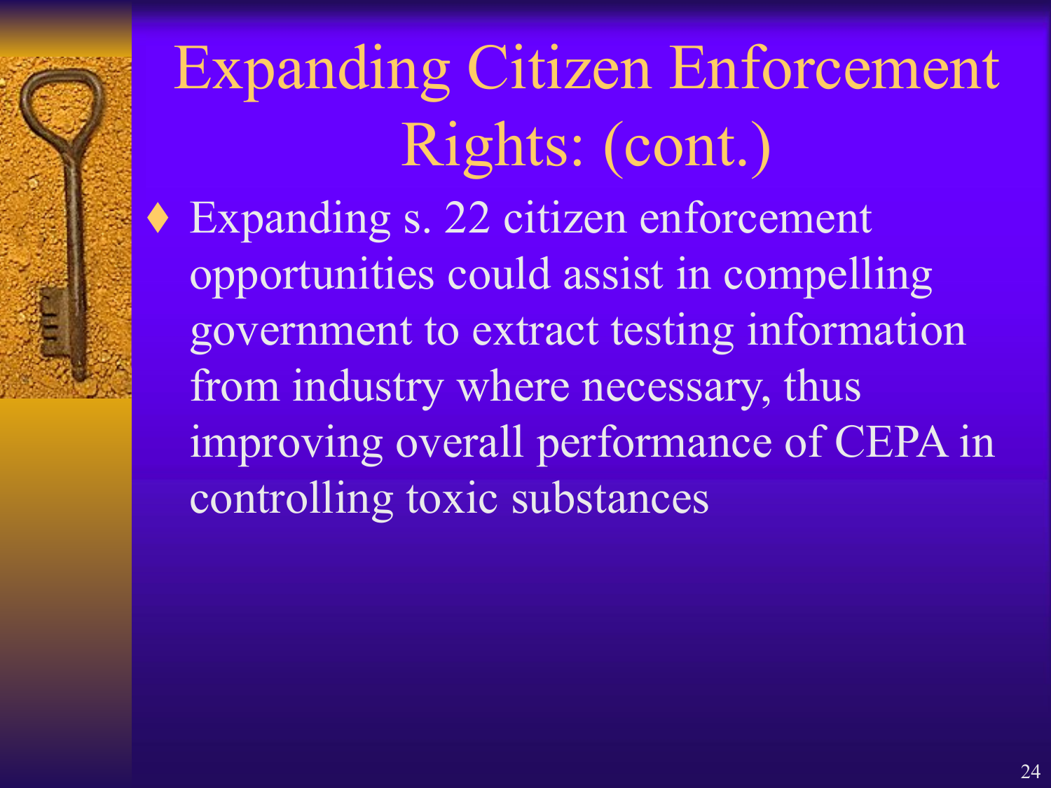# Expanding Citizen Enforcement Rights: (cont.)

- Expanding s. 22 citizen enforcement opportunities could assist in compelling government to extract testing information from industry where necessary, thus improving overall performance of CEPA in controlling toxic substances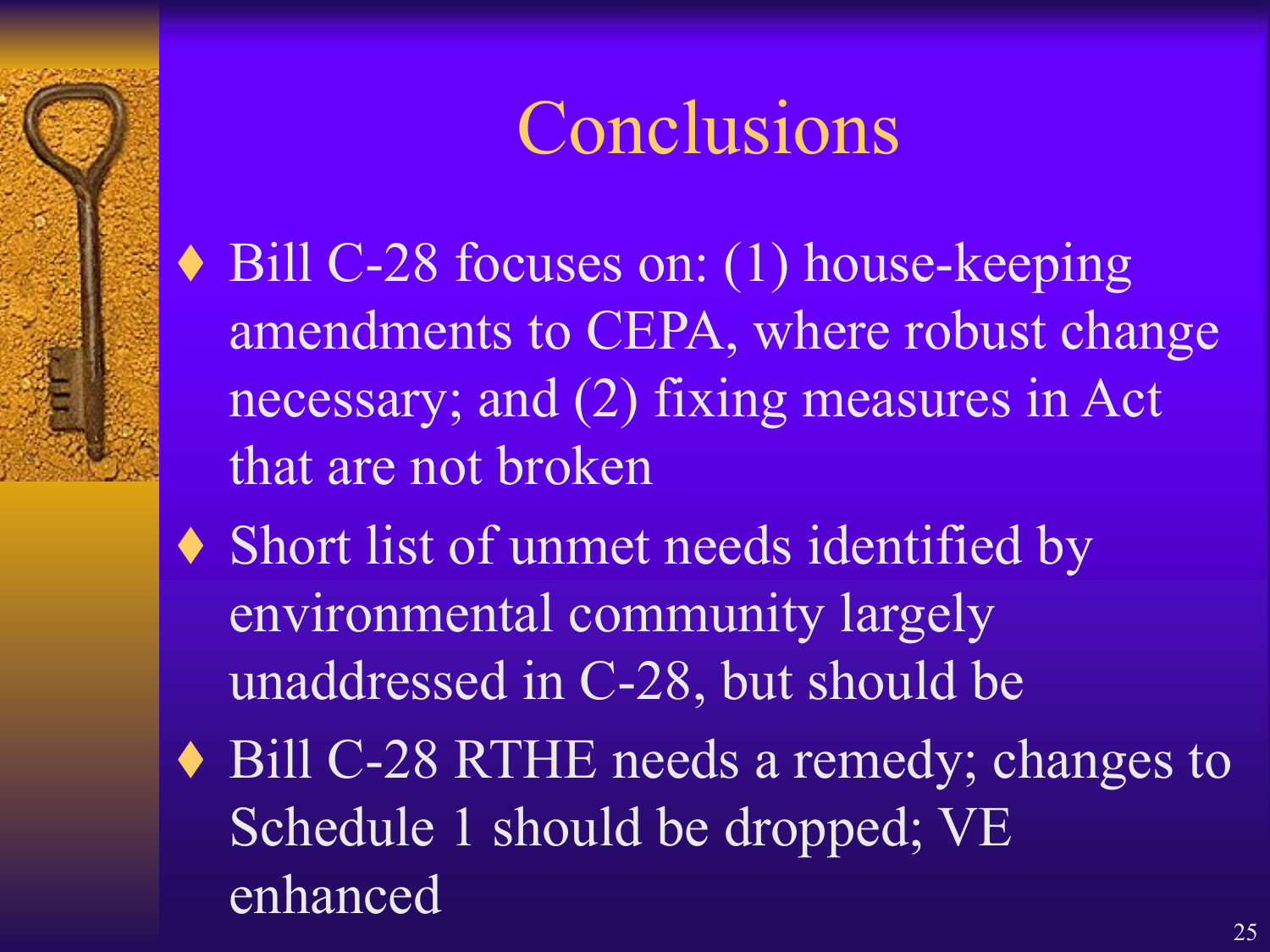# Conclusions

- Bill C-28 focuses on: (1) house-keeping amendments to CEPA, where robust change necessary; and (2) fixing measures in Act that are not broken
- Short list of unmet needs identified by environmental community largely unaddressed in C-28, but should be
- Bill C-28 RTHE needs a remedy; changes to Schedule 1 should be dropped; VE enhanced